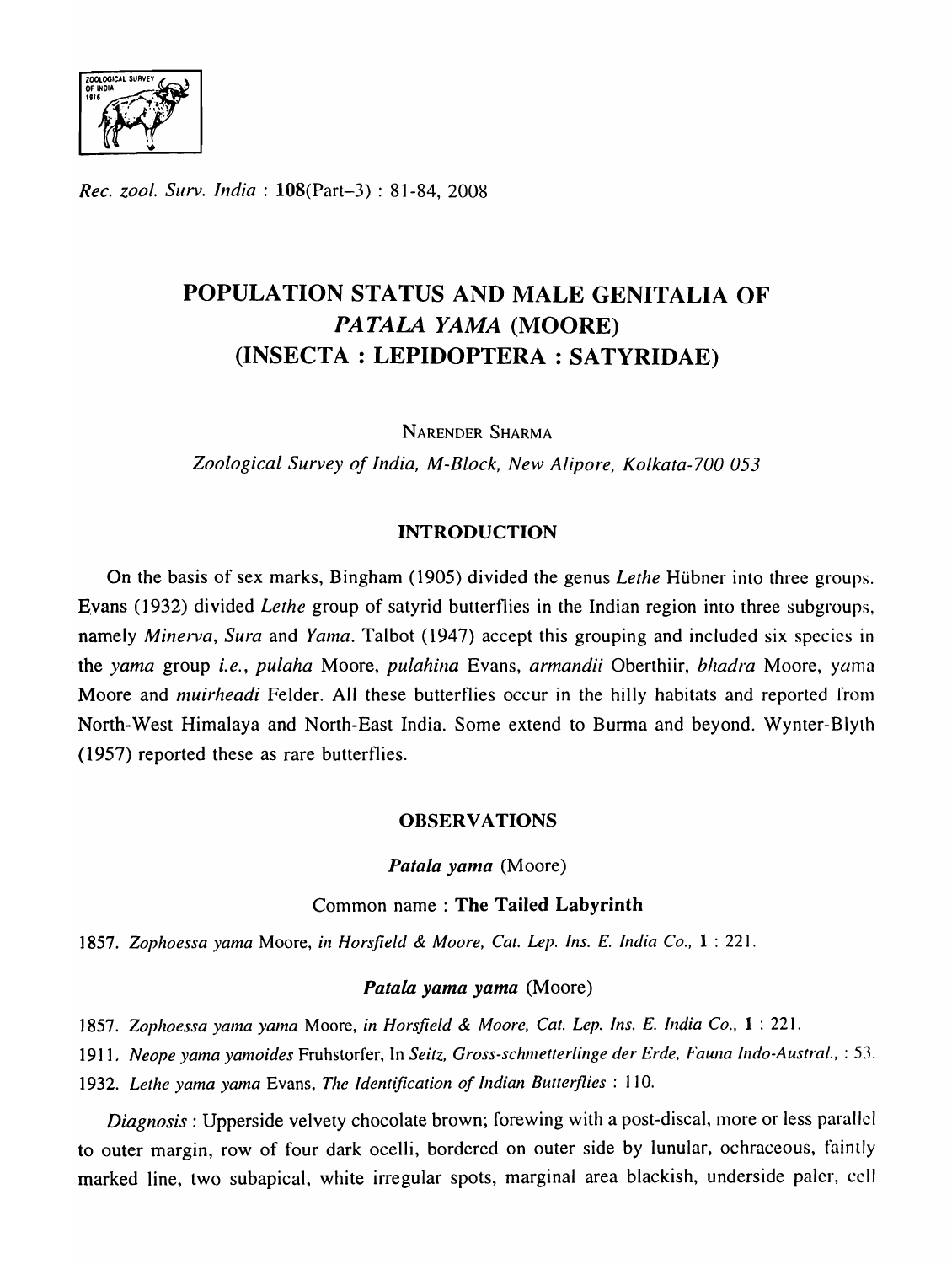# POPULATION STATUS AND MALE GENITALIA OF *PATALA YAMA* (MOORE) (INSECTA : LEPIDOPTERA : SATYRIDAE)

NARENDER SHARMA

*Zoological Survey of India, M-Block, New Alipore, Kolkata-700 053*

## INTRODUCTION

On the basis of sex marks, Bingham (1905) divided the genus *Lethe* Hübner into three groups. Evans (1932) divided *Lethe* group of satyrid butterflies in the Indian region into three subgroups, namely *Minerva*, *Sura* and *Yama*. Talbot (1947) accept this grouping and included six species in the *yama* group *i.e.*, *pulaha* Moore, *pulahina* Evans, *armandii* Oberthür, *bhadra* Moore, *yama* Moore and *muirheadi* Felder. All these butterflies occur in the hilly habitats and reported from North-West Himalaya and North-East India. Some extend to Burma and beyond. Wynter-Blyth (1957) reported these as rare butterflies.

## OBSERVATIONS

### *Patala yama* (Moore)

Common name : **The Tailed Labyrinth**

1857. *Zophoessa yama* Moore, *in Horsfield & Moore, Cat. Lep. Ins. E. India Co.*, **1** : 221.

### *Patala yama yama* (Moore)

1857. *Zophoessa yama yama* Moore, *in Horsfield & Moore, Cat. Lep. Ins. E. India Co.*, **1** : 221.

1911. *Neope yama yamoides* Fruhstorfer, In *Seitz, Gross-schmetterlinge der Erde, Fauna Indo-Austral.*, : 53.

1932. *Lethe yama yama* Evans, *The Identification of Indian Butterflies* : 110.

*Diagnosis* : Upperside velvety chocolate brown; forewing with a post-discal, more or less parallel to outer margin, row of four dark ocelli, bordered on outer side by lunular, ochraceous, faintly marked line, two subapical, white irregular spots, marginal area blackish, underside paler, cell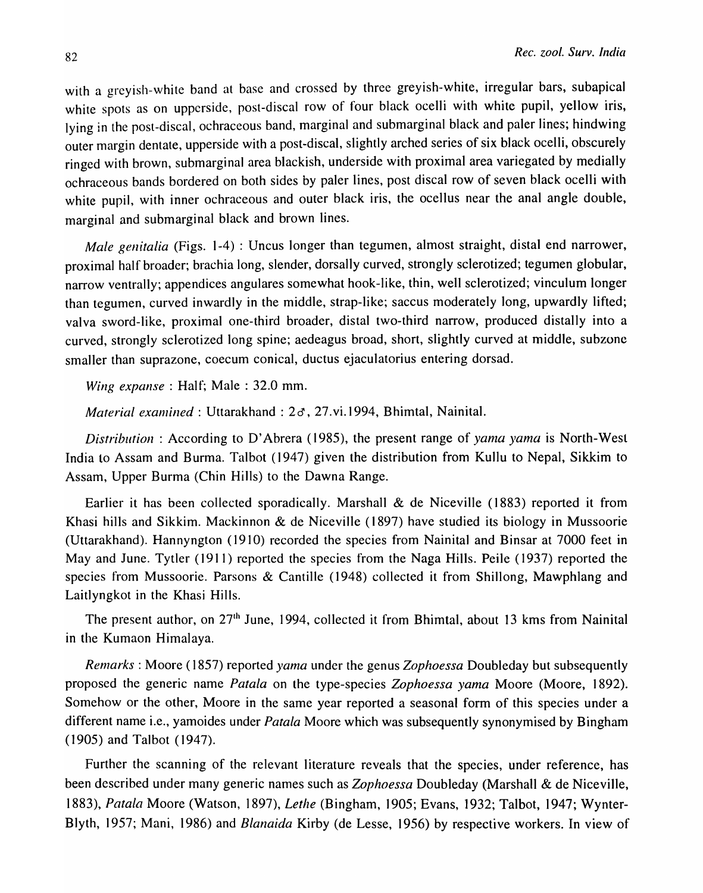with a greyish-white band at base and crossed by three greyish-white, irregular bars, subapical white spots as on upperside, post-discal row of four black ocelli with white pupil, yellow iris, lying in the post-discal, ochraceous band, marginal and submarginal black and paler lines; hindwing outer margin dentate, upperside with a post-discal, slightly arched series of six black ocelli, obscurely ringed with brown, submarginal area blackish, underside with proximal area variegated by medially ochraceous bands bordered on both sides by paler lines, post discal row of seven black ocelli with white pupil, with inner ochraceous and outer black iris, the ocellus near the anal angle double, marginal and submarginal black and brown lines.

*Male genitalia* (Figs. 1-4) : Uncus longer than tegumen, almost straight, distal end narrower, proximal half broader; brachia long, slender, dorsally curved, strongly sclerotized; tegumen globular, narrow ventrally; appendices angulares somewhat hook-like, thin, well sclerotized; vinculum longer than tegumen, curved inwardly in the middle, strap-like; saccus moderately long, upwardly lifted; valva sword-like, proximal one-third broader, distal two-third narrow, produced distally into a curved, strongly sclerotized long spine; aedeagus broad, short, slightly curved at middle, subzone smaller than suprazone, coecum conical, ductus ejaculatorius entering dorsad.

*Wing expanse* : Half; Male : 32.0 mm.

*Material examined* : Uttarakhand : 2♂, 27.vi.1994, Bhimtal, Nainital.

*Distribution* : According to D'Abrera (1985), the present range of *yama yama* is North-West India to Assam and Burma. Talbot (1947) given the distribution from Kullu to Nepal, Sikkim to Assam, Upper Burma (Chin Hills) to the Dawna Range.

Earlier it has been collected sporadically. Marshall & de Niceville (1883) reported it from Khasi hills and Sikkim. Mackinnon & de Niceville (1897) have studied its biology in Mussoorie (Uttarakhand). Hannyngton (1910) recorded the species from Nainital and Binsar at 7000 feet in May and June. Tytler (1911) reported the species from the Naga Hills. Peile (1937) reported the species from Mussoorie. Parsons & Cantille (1948) collected it from Shillong, Mawphlang and Laitlyngkot in the Khasi Hills.

The present author, on 27th June, 1994, collected it from Bhimtal, about 13 kms from Nainital in the Kumaon Himalaya.

*Remarks* : Moore (1857) reported *yama* under the genus *Zophoessa* Doubleday but subsequently proposed the generic name *Patala* on the type-species *Zophoessa yama* Moore (Moore, 1892). Somehow or the other, Moore in the same year reported a seasonal form of this species under a different name i.e., yamoides under *Patala* Moore which was subsequently synonymised by Bingham (1905) and Talbot (1947).

Further the scanning of the relevant literature reveals that the species, under reference, has been described under many generic names such as *Zophoessa* Doubleday (Marshall & de Niceville, 1883), *Patala* Moore (Watson, 1897), *Lethe* (Bingham, 1905; Evans, 1932; Talbot, 1947; Wynter-Blyth, 1957; Mani, 1986) and *Blanaida* Kirby (de Lesse, 1956) by respective workers. In view of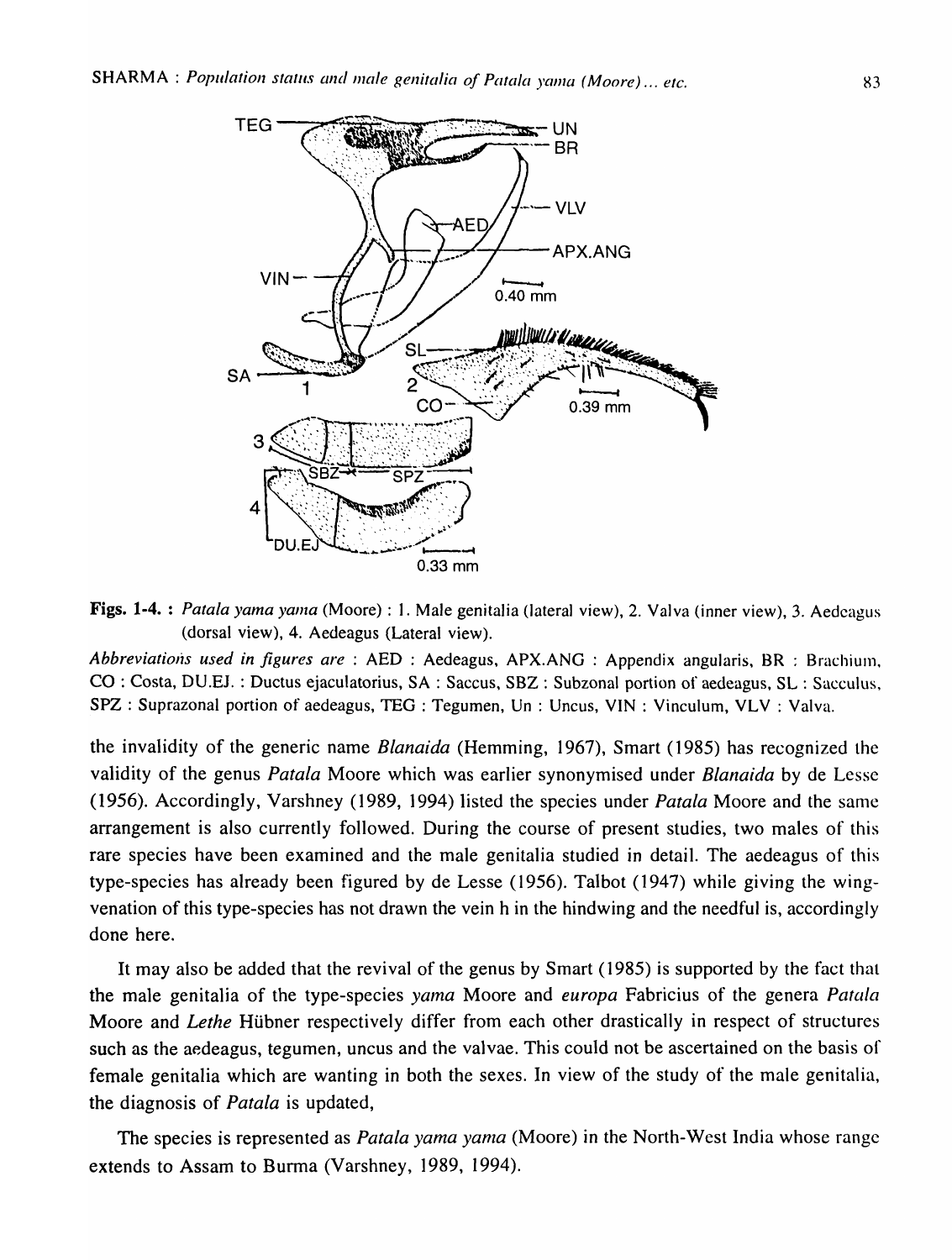**Figs. 1-4. :** *Patala yama yama* (Moore) : 1. Male genitalia (lateral view), 2. Valva (inner view), 3. Aedeagus (dorsal view), 4. Aedeagus (Lateral view).

*Abbreviations used in figures are* : AED : Aedeagus, APX.ANG : Appendix angularis, BR : Brachium, CO : Costa, DU.EJ. : Ductus ejaculatorius, SA : Saccus, SBZ : Subzonal portion of aedeagus, SL : Sacculus, SPZ : Suprazonal portion of aedeagus, TEG : Tegumen, Un : Uncus, VIN : Vinculum, VLV : Valva.

the invalidity of the generic name *Blanaida* (Hemming, 1967), Smart (1985) has recognized the validity of the genus *Patala* Moore which was earlier synonymised under *Blanaida* by de Lesse (1956). Accordingly, Varshney (1989, 1994) listed the species under *Patala* Moore and the same arrangement is also currently followed. During the course of present studies, two males of this rare species have been examined and the male genitalia studied in detail. The aedeagus of this type-species has already been figured by de Lesse (1956). Talbot (1947) while giving the wing-venation of this type-species has not drawn the vein h in the hindwing and the needful is, accordingly done here.

It may also be added that the revival of the genus by Smart (1985) is supported by the fact that the male genitalia of the type-species *yama* Moore and *europa* Fabricius of the genera *Patala* Moore and *Lethe* Hübner respectively differ from each other drastically in respect of structures such as the aedeagus, tegumen, uncus and the valvae. This could not be ascertained on the basis of female genitalia which are wanting in both the sexes. In view of the study of the male genitalia, the diagnosis of *Patala* is updated,

The species is represented as *Patala yama yama* (Moore) in the North-West India whose range extends to Assam to Burma (Varshney, 1989, 1994).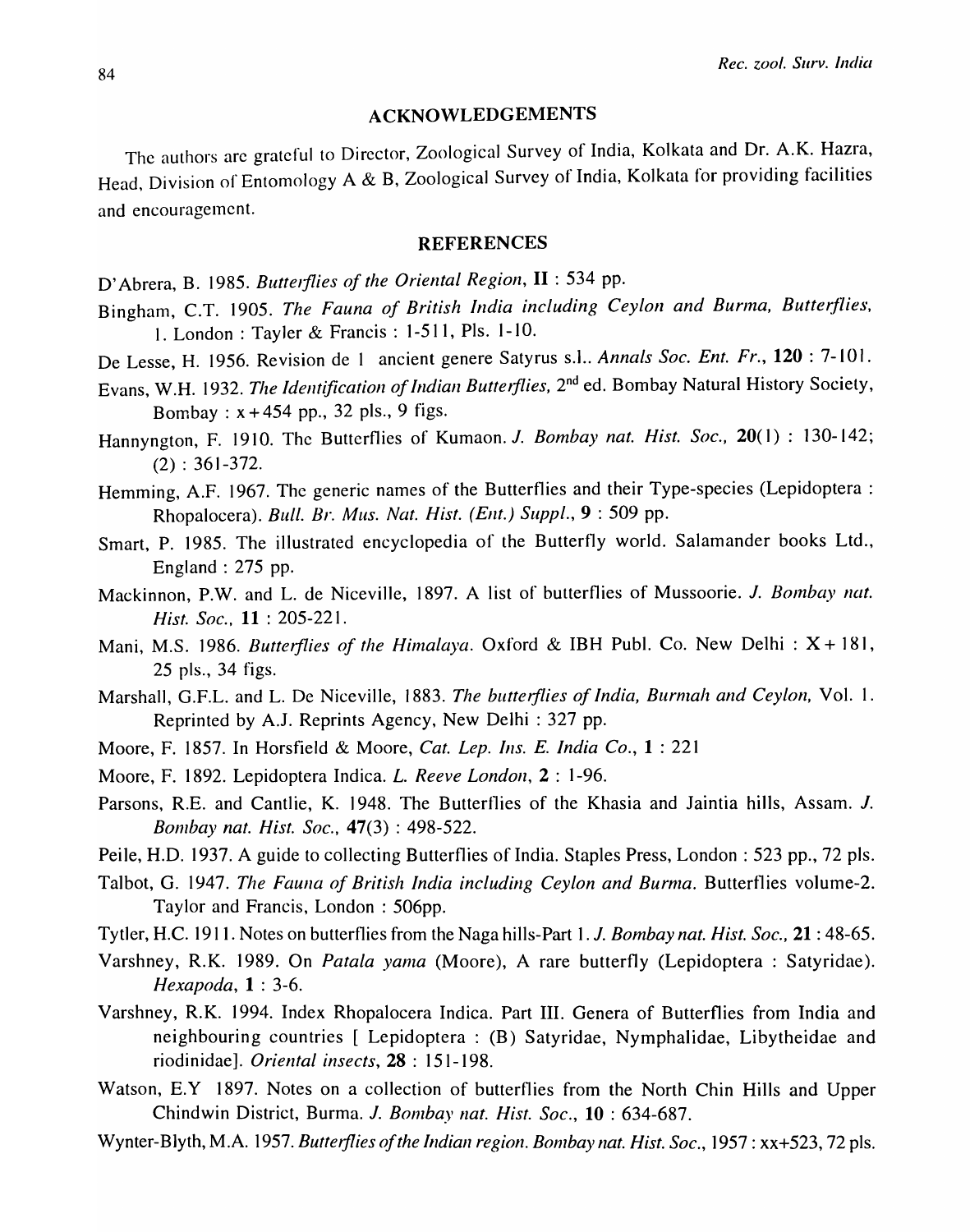## ACKNOWLEDGEMENTS

The authors are grateful to Director, Zoological Survey of India, Kolkata and Dr. A.K. Hazra, Head, Division of Entomology A & B, Zoological Survey of India, Kolkata for providing facilities and encouragement.

## REFERENCES

D'Abrera, B. 1985. *Butterflies of the Oriental Region*, **II** : 534 pp.

Bingham, C.T. 1905. *The Fauna of British India including Ceylon and Burma, Butterflies*, 1. London : Tayler & Francis : 1-511, Pls. 1-10.

De Lesse, H. 1956. Revision de l ancient genere Satyrus s.l.. *Annals Soc. Ent. Fr.*, **120** : 7-101.

Evans, W.H. 1932. *The Identification of Indian Butterflies*, 2nd ed. Bombay Natural History Society, Bombay : x + 454 pp., 32 pls., 9 figs.

Hannyngton, F. 1910. The Butterflies of Kumaon. *J. Bombay nat. Hist. Soc.*, **20**(1) : 130-142; (2) : 361-372.

Hemming, A.F. 1967. The generic names of the Butterflies and their Type-species (Lepidoptera : Rhopalocera). *Bull. Br. Mus. Nat. Hist. (Ent.) Suppl.*, **9** : 509 pp.

Smart, P. 1985. The illustrated encyclopedia of the Butterfly world. Salamander books Ltd., England : 275 pp.

Mackinnon, P.W. and L. de Niceville, 1897. A list of butterflies of Mussoorie. *J. Bombay nat. Hist. Soc.*, **11** : 205-221.

Mani, M.S. 1986. *Butterflies of the Himalaya*. Oxford & IBH Publ. Co. New Delhi : X + 181, 25 pls., 34 figs.

Marshall, G.F.L. and L. De Niceville, 1883. *The butterflies of India, Burmah and Ceylon*, Vol. 1. Reprinted by A.J. Reprints Agency, New Delhi : 327 pp.

Moore, F. 1857. In Horsfield & Moore, *Cat. Lep. Ins. E. India Co.*, **1** : 221

Moore, F. 1892. Lepidoptera Indica. *L. Reeve London*, **2** : 1-96.

Parsons, R.E. and Cantlie, K. 1948. The Butterflies of the Khasia and Jaintia hills, Assam. *J. Bombay nat. Hist. Soc.*, **47**(3) : 498-522.

Peile, H.D. 1937. A guide to collecting Butterflies of India. Staples Press, London : 523 pp., 72 pls.

Talbot, G. 1947. *The Fauna of British India including Ceylon and Burma*. Butterflies volume-2. Taylor and Francis, London : 506pp.

Tytler, H.C. 1911. Notes on butterflies from the Naga hills-Part 1. *J. Bombay nat. Hist. Soc.*, **21** : 48-65.

Varshney, R.K. 1989. On *Patala yama* (Moore), A rare butterfly (Lepidoptera : Satyridae). *Hexapoda*, **1** : 3-6.

Varshney, R.K. 1994. Index Rhopalocera Indica. Part III. Genera of Butterflies from India and neighbouring countries [ Lepidoptera : (B) Satyridae, Nymphalidae, Libytheidae and riodinidae]. *Oriental insects*, **28** : 151-198.

Watson, E.Y 1897. Notes on a collection of butterflies from the North Chin Hills and Upper Chindwin District, Burma. *J. Bombay nat. Hist. Soc.*, **10** : 634-687.

Wynter-Blyth, M.A. 1957. *Butterflies of the Indian region. Bombay nat. Hist. Soc.*, 1957 : xx+523, 72 pls.